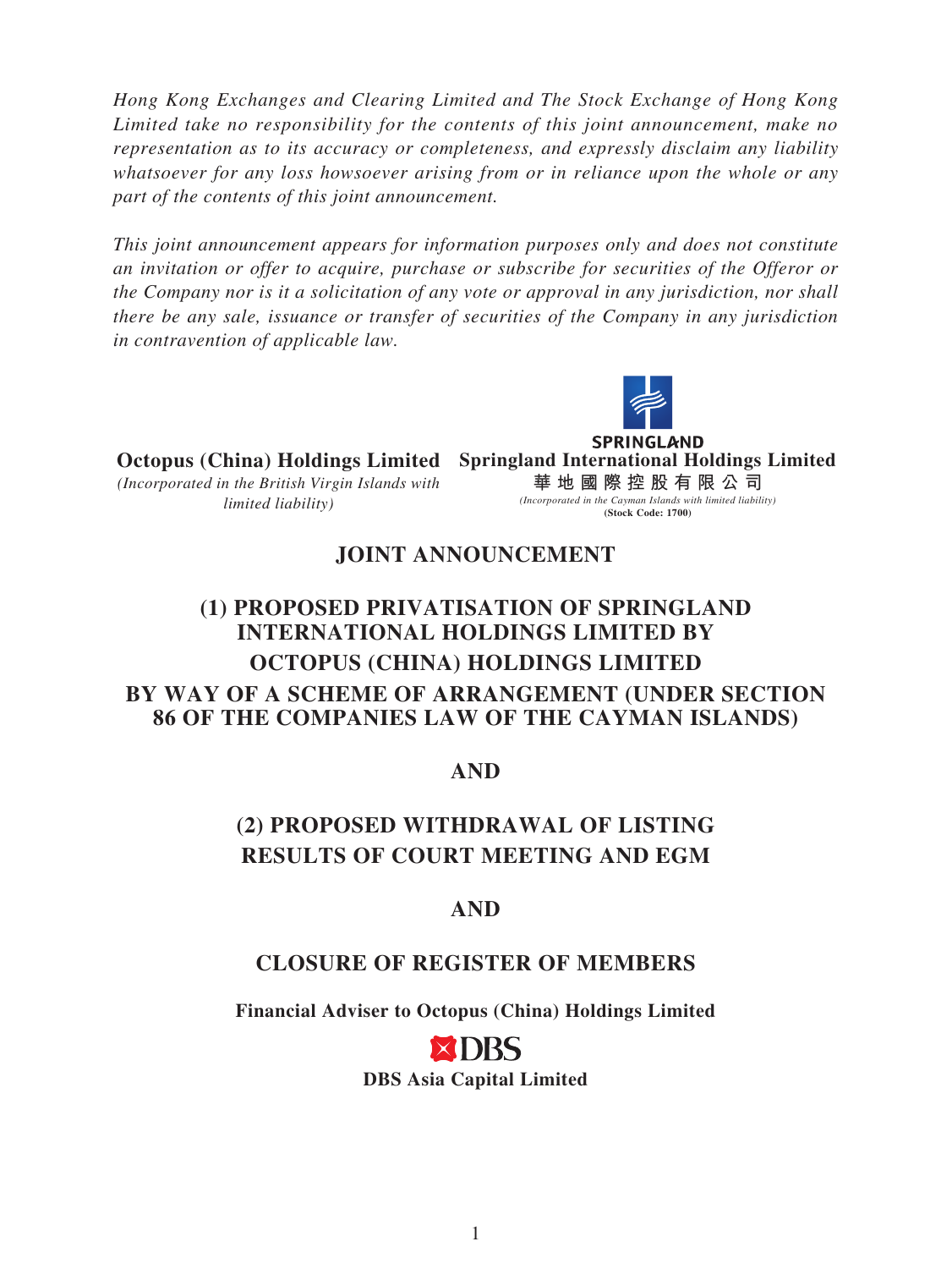*Hong Kong Exchanges and Clearing Limited and The Stock Exchange of Hong Kong Limited take no responsibility for the contents of this joint announcement, make no representation as to its accuracy or completeness, and expressly disclaim any liability whatsoever for any loss howsoever arising from or in reliance upon the whole or any part of the contents of this joint announcement.*

*This joint announcement appears for information purposes only and does not constitute an invitation or offer to acquire, purchase or subscribe for securities of the Offeror or the Company nor is it a solicitation of any vote or approval in any jurisdiction, nor shall there be any sale, issuance or transfer of securities of the Company in any jurisdiction in contravention of applicable law.*

**Octopus (China) Holdings Limited**
*(Incorporated in the British Virgin Islands with limited liability)*

SPRINGLAND
**Springland International Holdings Limited**
**華地國際控股有限公司**
*(Incorporated in the Cayman Islands with limited liability)*
**(Stock Code: 1700)**

# JOINT ANNOUNCEMENT

# (1) PROPOSED PRIVATISATION OF SPRINGLAND INTERNATIONAL HOLDINGS LIMITED BY OCTOPUS (CHINA) HOLDINGS LIMITED BY WAY OF A SCHEME OF ARRANGEMENT (UNDER SECTION 86 OF THE COMPANIES LAW OF THE CAYMAN ISLANDS)

# AND

# (2) PROPOSED WITHDRAWAL OF LISTING RESULTS OF COURT MEETING AND EGM

# AND

# CLOSURE OF REGISTER OF MEMBERS

**Financial Adviser to Octopus (China) Holdings Limited**

DBS

**DBS Asia Capital Limited**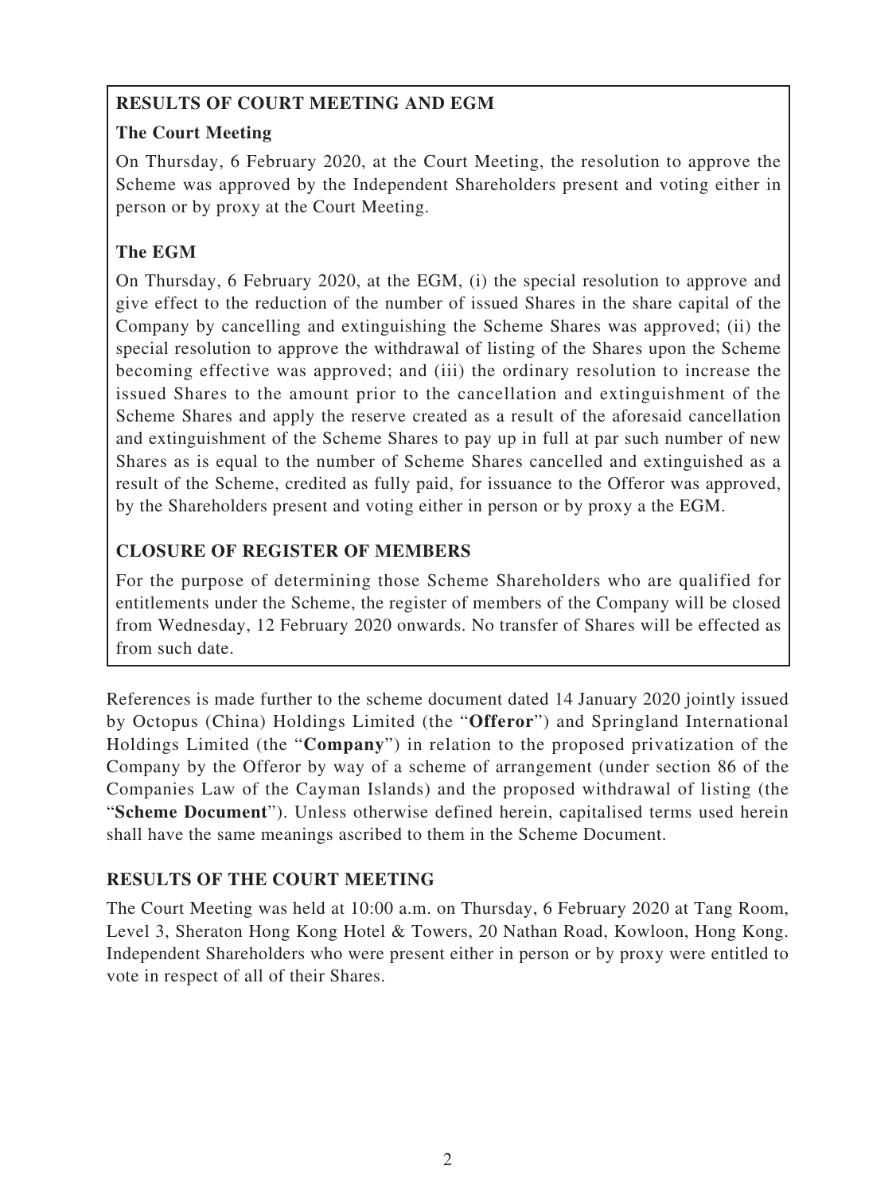**RESULTS OF COURT MEETING AND EGM**

**The Court Meeting**

On Thursday, 6 February 2020, at the Court Meeting, the resolution to approve the Scheme was approved by the Independent Shareholders present and voting either in person or by proxy at the Court Meeting.

**The EGM**

On Thursday, 6 February 2020, at the EGM, (i) the special resolution to approve and give effect to the reduction of the number of issued Shares in the share capital of the Company by cancelling and extinguishing the Scheme Shares was approved; (ii) the special resolution to approve the withdrawal of listing of the Shares upon the Scheme becoming effective was approved; and (iii) the ordinary resolution to increase the issued Shares to the amount prior to the cancellation and extinguishment of the Scheme Shares and apply the reserve created as a result of the aforesaid cancellation and extinguishment of the Scheme Shares to pay up in full at par such number of new Shares as is equal to the number of Scheme Shares cancelled and extinguished as a result of the Scheme, credited as fully paid, for issuance to the Offeror was approved, by the Shareholders present and voting either in person or by proxy a the EGM.

**CLOSURE OF REGISTER OF MEMBERS**

For the purpose of determining those Scheme Shareholders who are qualified for entitlements under the Scheme, the register of members of the Company will be closed from Wednesday, 12 February 2020 onwards. No transfer of Shares will be effected as from such date.

References is made further to the scheme document dated 14 January 2020 jointly issued by Octopus (China) Holdings Limited (the "**Offeror**") and Springland International Holdings Limited (the "**Company**") in relation to the proposed privatization of the Company by the Offeror by way of a scheme of arrangement (under section 86 of the Companies Law of the Cayman Islands) and the proposed withdrawal of listing (the "**Scheme Document**"). Unless otherwise defined herein, capitalised terms used herein shall have the same meanings ascribed to them in the Scheme Document.

## RESULTS OF THE COURT MEETING

The Court Meeting was held at 10:00 a.m. on Thursday, 6 February 2020 at Tang Room, Level 3, Sheraton Hong Kong Hotel & Towers, 20 Nathan Road, Kowloon, Hong Kong. Independent Shareholders who were present either in person or by proxy were entitled to vote in respect of all of their Shares.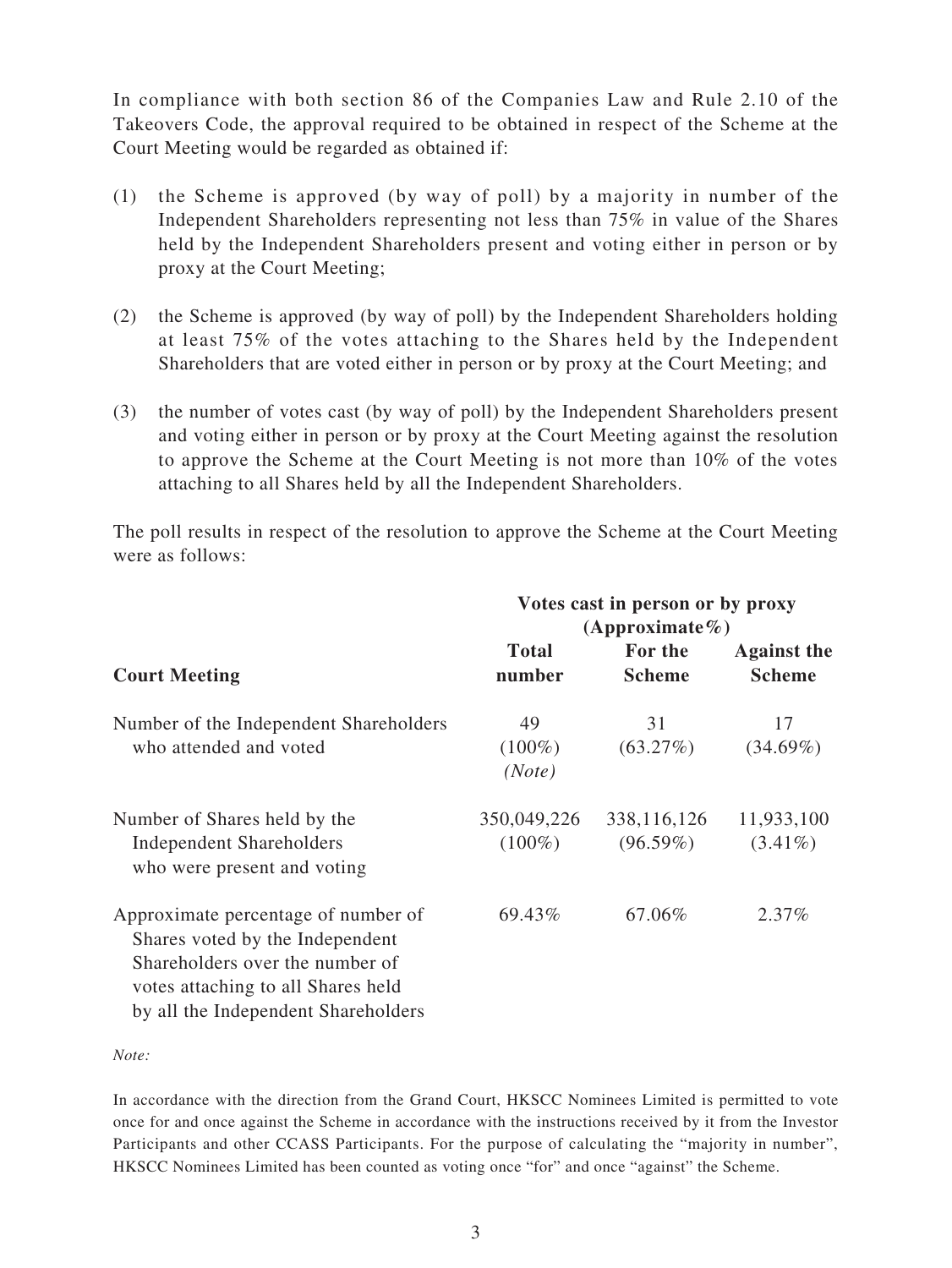In compliance with both section 86 of the Companies Law and Rule 2.10 of the Takeovers Code, the approval required to be obtained in respect of the Scheme at the Court Meeting would be regarded as obtained if:

(1) the Scheme is approved (by way of poll) by a majority in number of the Independent Shareholders representing not less than 75% in value of the Shares held by the Independent Shareholders present and voting either in person or by proxy at the Court Meeting;

(2) the Scheme is approved (by way of poll) by the Independent Shareholders holding at least 75% of the votes attaching to the Shares held by the Independent Shareholders that are voted either in person or by proxy at the Court Meeting; and

(3) the number of votes cast (by way of poll) by the Independent Shareholders present and voting either in person or by proxy at the Court Meeting against the resolution to approve the Scheme at the Court Meeting is not more than 10% of the votes attaching to all Shares held by all the Independent Shareholders.

The poll results in respect of the resolution to approve the Scheme at the Court Meeting were as follows:

| | **Votes cast in person or by proxy (Approximate%)** | | |
|---|---|---|---|
| **Court Meeting** | **Total number** | **For the Scheme** | **Against the Scheme** |
| Number of the Independent Shareholders who attended and voted | 49 (100%) *(Note)* | 31 (63.27%) | 17 (34.69%) |
| Number of Shares held by the Independent Shareholders who were present and voting | 350,049,226 (100%) | 338,116,126 (96.59%) | 11,933,100 (3.41%) |
| Approximate percentage of number of Shares voted by the Independent Shareholders over the number of votes attaching to all Shares held by all the Independent Shareholders | 69.43% | 67.06% | 2.37% |

*Note:*

In accordance with the direction from the Grand Court, HKSCC Nominees Limited is permitted to vote once for and once against the Scheme in accordance with the instructions received by it from the Investor Participants and other CCASS Participants. For the purpose of calculating the "majority in number", HKSCC Nominees Limited has been counted as voting once "for" and once "against" the Scheme.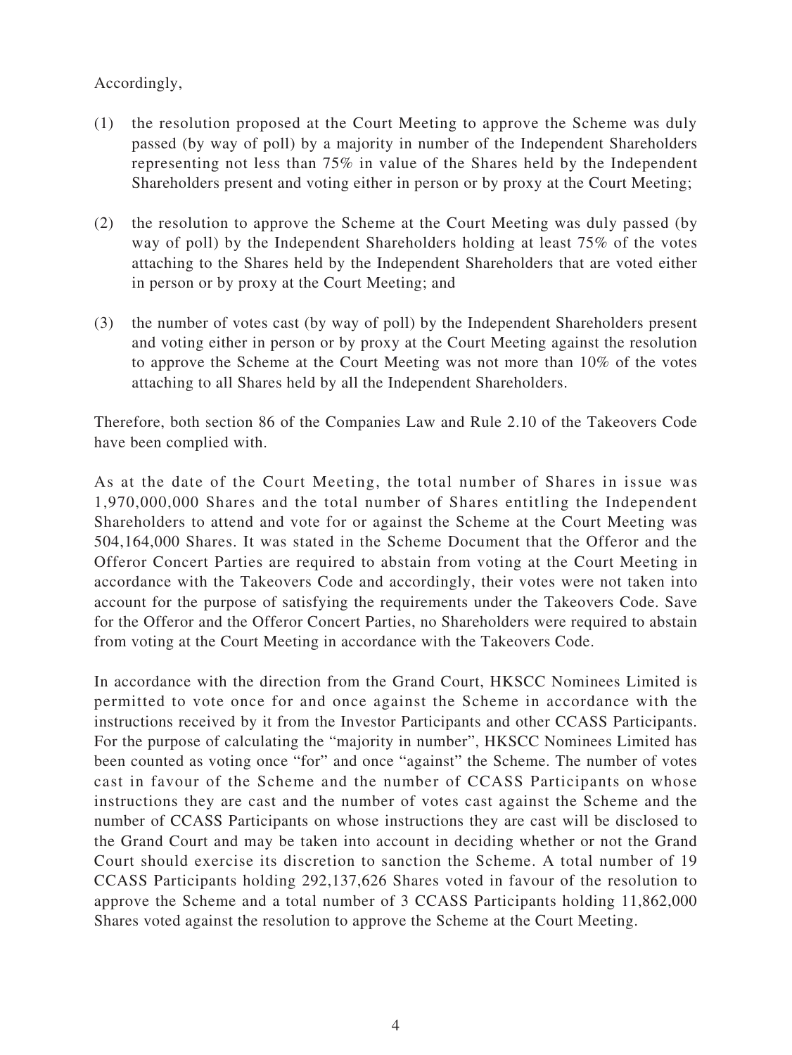Accordingly,

(1) the resolution proposed at the Court Meeting to approve the Scheme was duly passed (by way of poll) by a majority in number of the Independent Shareholders representing not less than 75% in value of the Shares held by the Independent Shareholders present and voting either in person or by proxy at the Court Meeting;

(2) the resolution to approve the Scheme at the Court Meeting was duly passed (by way of poll) by the Independent Shareholders holding at least 75% of the votes attaching to the Shares held by the Independent Shareholders that are voted either in person or by proxy at the Court Meeting; and

(3) the number of votes cast (by way of poll) by the Independent Shareholders present and voting either in person or by proxy at the Court Meeting against the resolution to approve the Scheme at the Court Meeting was not more than 10% of the votes attaching to all Shares held by all the Independent Shareholders.

Therefore, both section 86 of the Companies Law and Rule 2.10 of the Takeovers Code have been complied with.

As at the date of the Court Meeting, the total number of Shares in issue was 1,970,000,000 Shares and the total number of Shares entitling the Independent Shareholders to attend and vote for or against the Scheme at the Court Meeting was 504,164,000 Shares. It was stated in the Scheme Document that the Offeror and the Offeror Concert Parties are required to abstain from voting at the Court Meeting in accordance with the Takeovers Code and accordingly, their votes were not taken into account for the purpose of satisfying the requirements under the Takeovers Code. Save for the Offeror and the Offeror Concert Parties, no Shareholders were required to abstain from voting at the Court Meeting in accordance with the Takeovers Code.

In accordance with the direction from the Grand Court, HKSCC Nominees Limited is permitted to vote once for and once against the Scheme in accordance with the instructions received by it from the Investor Participants and other CCASS Participants. For the purpose of calculating the "majority in number", HKSCC Nominees Limited has been counted as voting once "for" and once "against" the Scheme. The number of votes cast in favour of the Scheme and the number of CCASS Participants on whose instructions they are cast and the number of votes cast against the Scheme and the number of CCASS Participants on whose instructions they are cast will be disclosed to the Grand Court and may be taken into account in deciding whether or not the Grand Court should exercise its discretion to sanction the Scheme. A total number of 19 CCASS Participants holding 292,137,626 Shares voted in favour of the resolution to approve the Scheme and a total number of 3 CCASS Participants holding 11,862,000 Shares voted against the resolution to approve the Scheme at the Court Meeting.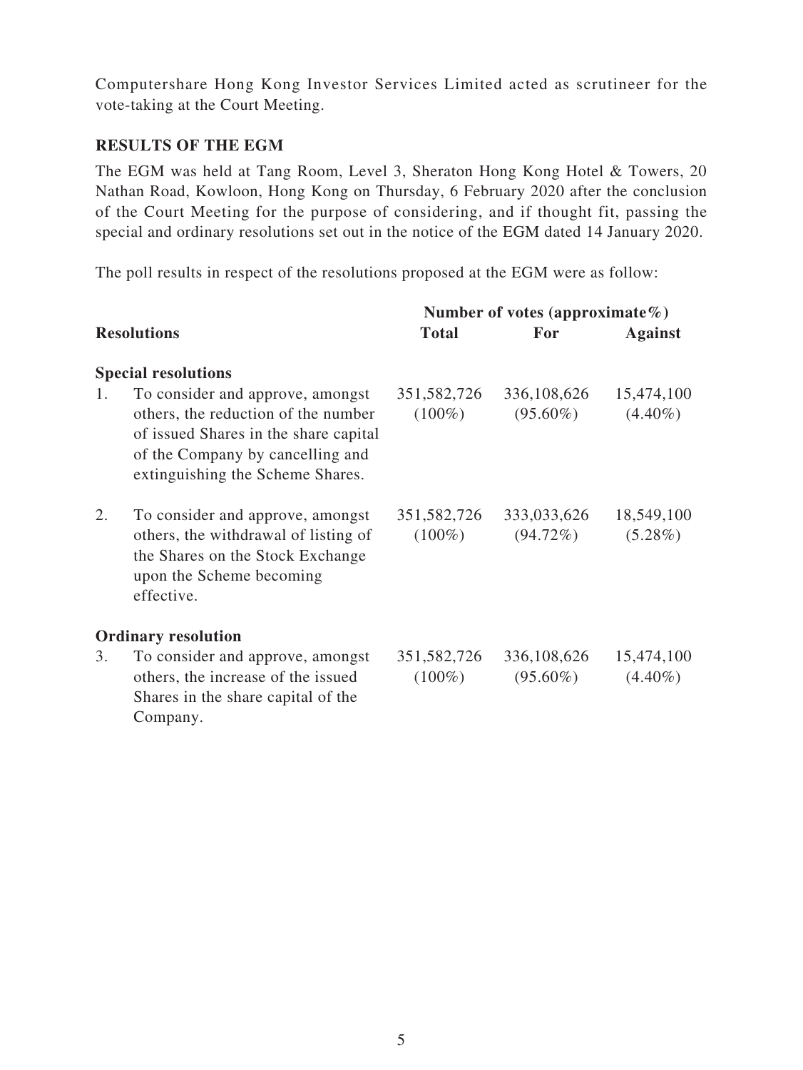Computershare Hong Kong Investor Services Limited acted as scrutineer for the vote-taking at the Court Meeting.

## RESULTS OF THE EGM

The EGM was held at Tang Room, Level 3, Sheraton Hong Kong Hotel & Towers, 20 Nathan Road, Kowloon, Hong Kong on Thursday, 6 February 2020 after the conclusion of the Court Meeting for the purpose of considering, and if thought fit, passing the special and ordinary resolutions set out in the notice of the EGM dated 14 January 2020.

The poll results in respect of the resolutions proposed at the EGM were as follow:

| Resolutions | Number of votes (approximate%) | | |
|---|---|---|---|
| | **Total** | **For** | **Against** |
| **Special resolutions** | | | |
| 1. To consider and approve, amongst others, the reduction of the number of issued Shares in the share capital of the Company by cancelling and extinguishing the Scheme Shares. | 351,582,726 (100%) | 336,108,626 (95.60%) | 15,474,100 (4.40%) |
| 2. To consider and approve, amongst others, the withdrawal of listing of the Shares on the Stock Exchange upon the Scheme becoming effective. | 351,582,726 (100%) | 333,033,626 (94.72%) | 18,549,100 (5.28%) |
| **Ordinary resolution** | | | |
| 3. To consider and approve, amongst others, the increase of the issued Shares in the share capital of the Company. | 351,582,726 (100%) | 336,108,626 (95.60%) | 15,474,100 (4.40%) |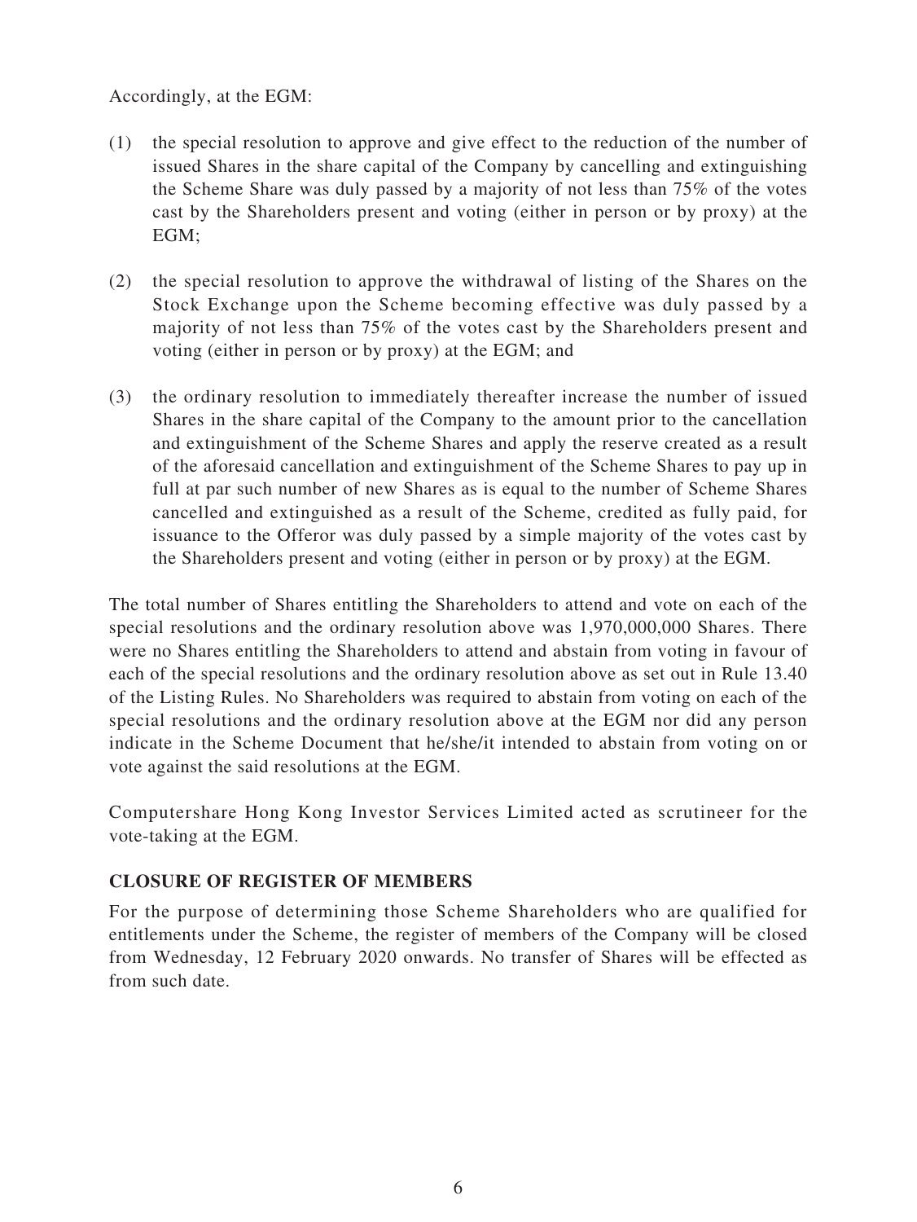Accordingly, at the EGM:

(1) the special resolution to approve and give effect to the reduction of the number of issued Shares in the share capital of the Company by cancelling and extinguishing the Scheme Share was duly passed by a majority of not less than 75% of the votes cast by the Shareholders present and voting (either in person or by proxy) at the EGM;

(2) the special resolution to approve the withdrawal of listing of the Shares on the Stock Exchange upon the Scheme becoming effective was duly passed by a majority of not less than 75% of the votes cast by the Shareholders present and voting (either in person or by proxy) at the EGM; and

(3) the ordinary resolution to immediately thereafter increase the number of issued Shares in the share capital of the Company to the amount prior to the cancellation and extinguishment of the Scheme Shares and apply the reserve created as a result of the aforesaid cancellation and extinguishment of the Scheme Shares to pay up in full at par such number of new Shares as is equal to the number of Scheme Shares cancelled and extinguished as a result of the Scheme, credited as fully paid, for issuance to the Offeror was duly passed by a simple majority of the votes cast by the Shareholders present and voting (either in person or by proxy) at the EGM.

The total number of Shares entitling the Shareholders to attend and vote on each of the special resolutions and the ordinary resolution above was 1,970,000,000 Shares. There were no Shares entitling the Shareholders to attend and abstain from voting in favour of each of the special resolutions and the ordinary resolution above as set out in Rule 13.40 of the Listing Rules. No Shareholders was required to abstain from voting on each of the special resolutions and the ordinary resolution above at the EGM nor did any person indicate in the Scheme Document that he/she/it intended to abstain from voting on or vote against the said resolutions at the EGM.

Computershare Hong Kong Investor Services Limited acted as scrutineer for the vote-taking at the EGM.

## CLOSURE OF REGISTER OF MEMBERS

For the purpose of determining those Scheme Shareholders who are qualified for entitlements under the Scheme, the register of members of the Company will be closed from Wednesday, 12 February 2020 onwards. No transfer of Shares will be effected as from such date.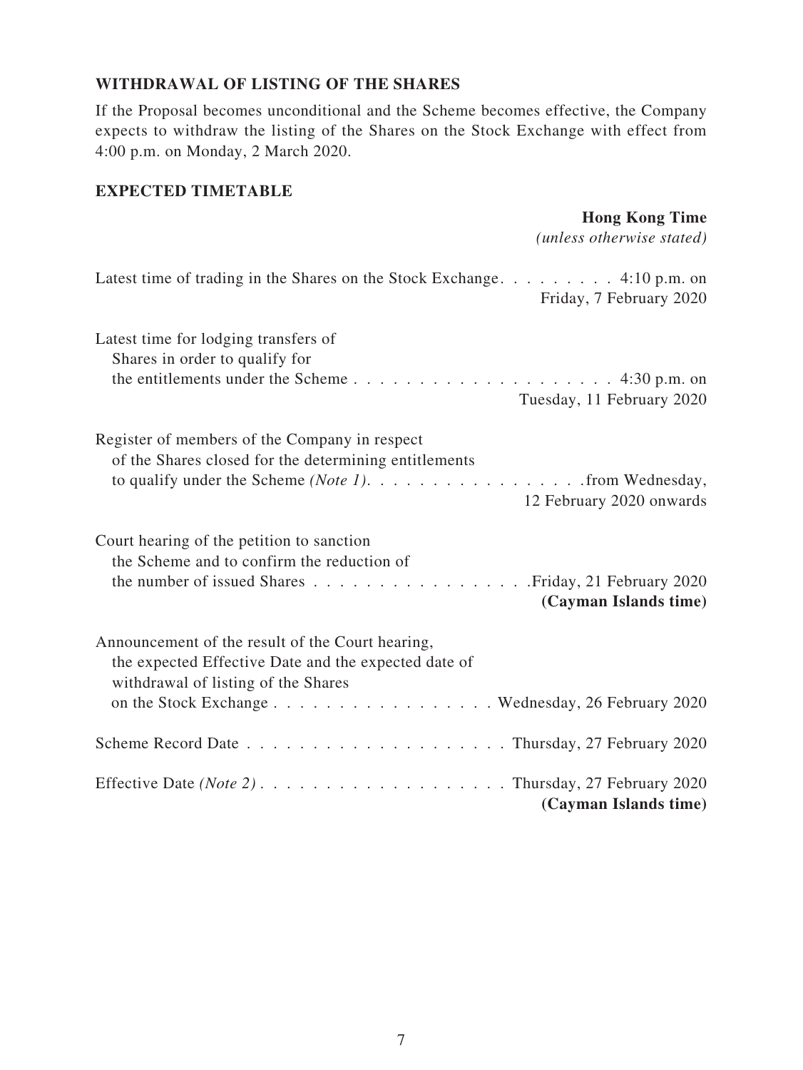## WITHDRAWAL OF LISTING OF THE SHARES

If the Proposal becomes unconditional and the Scheme becomes effective, the Company expects to withdraw the listing of the Shares on the Stock Exchange with effect from 4:00 p.m. on Monday, 2 March 2020.

## EXPECTED TIMETABLE

| | **Hong Kong Time** *(unless otherwise stated)* |
|---|---|
| Latest time of trading in the Shares on the Stock Exchange | 4:10 p.m. on Friday, 7 February 2020 |
| Latest time for lodging transfers of Shares in order to qualify for the entitlements under the Scheme | 4:30 p.m. on Tuesday, 11 February 2020 |
| Register of members of the Company in respect of the Shares closed for the determining entitlements to qualify under the Scheme *(Note 1)* | from Wednesday, 12 February 2020 onwards |
| Court hearing of the petition to sanction the Scheme and to confirm the reduction of the number of issued Shares | Friday, 21 February 2020 **(Cayman Islands time)** |
| Announcement of the result of the Court hearing, the expected Effective Date and the expected date of withdrawal of listing of the Shares on the Stock Exchange | Wednesday, 26 February 2020 |
| Scheme Record Date | Thursday, 27 February 2020 |
| Effective Date *(Note 2)* | Thursday, 27 February 2020 **(Cayman Islands time)** |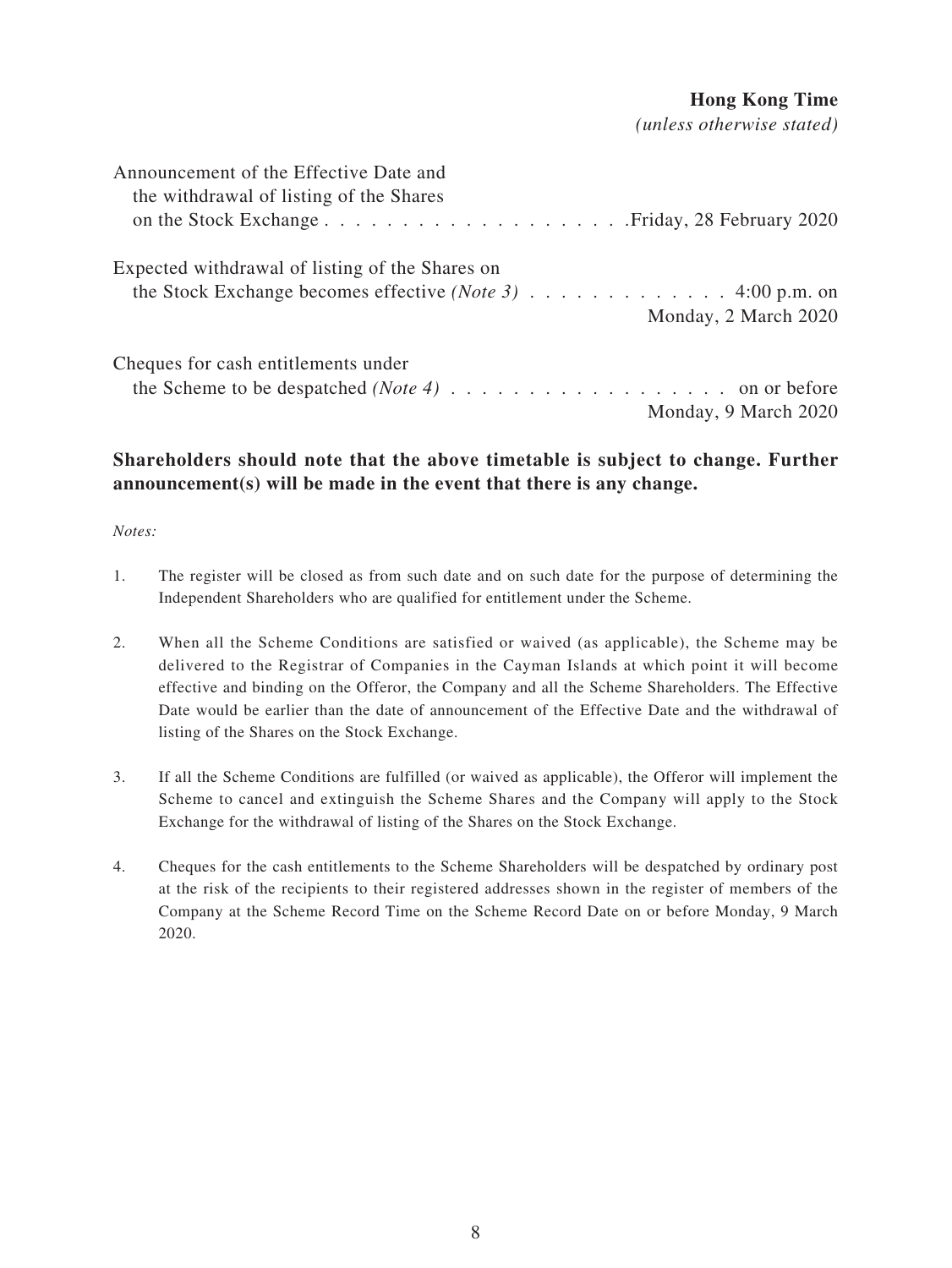| | **Hong Kong Time** *(unless otherwise stated)* |
|---|---|
| Announcement of the Effective Date and the withdrawal of listing of the Shares on the Stock Exchange | Friday, 28 February 2020 |
| Expected withdrawal of listing of the Shares on the Stock Exchange becomes effective *(Note 3)* | 4:00 p.m. on Monday, 2 March 2020 |
| Cheques for cash entitlements under the Scheme to be despatched *(Note 4)* | on or before Monday, 9 March 2020 |

**Shareholders should note that the above timetable is subject to change. Further announcement(s) will be made in the event that there is any change.**

*Notes:*

1. The register will be closed as from such date and on such date for the purpose of determining the Independent Shareholders who are qualified for entitlement under the Scheme.

2. When all the Scheme Conditions are satisfied or waived (as applicable), the Scheme may be delivered to the Registrar of Companies in the Cayman Islands at which point it will become effective and binding on the Offeror, the Company and all the Scheme Shareholders. The Effective Date would be earlier than the date of announcement of the Effective Date and the withdrawal of listing of the Shares on the Stock Exchange.

3. If all the Scheme Conditions are fulfilled (or waived as applicable), the Offeror will implement the Scheme to cancel and extinguish the Scheme Shares and the Company will apply to the Stock Exchange for the withdrawal of listing of the Shares on the Stock Exchange.

4. Cheques for the cash entitlements to the Scheme Shareholders will be despatched by ordinary post at the risk of the recipients to their registered addresses shown in the register of members of the Company at the Scheme Record Time on the Scheme Record Date on or before Monday, 9 March 2020.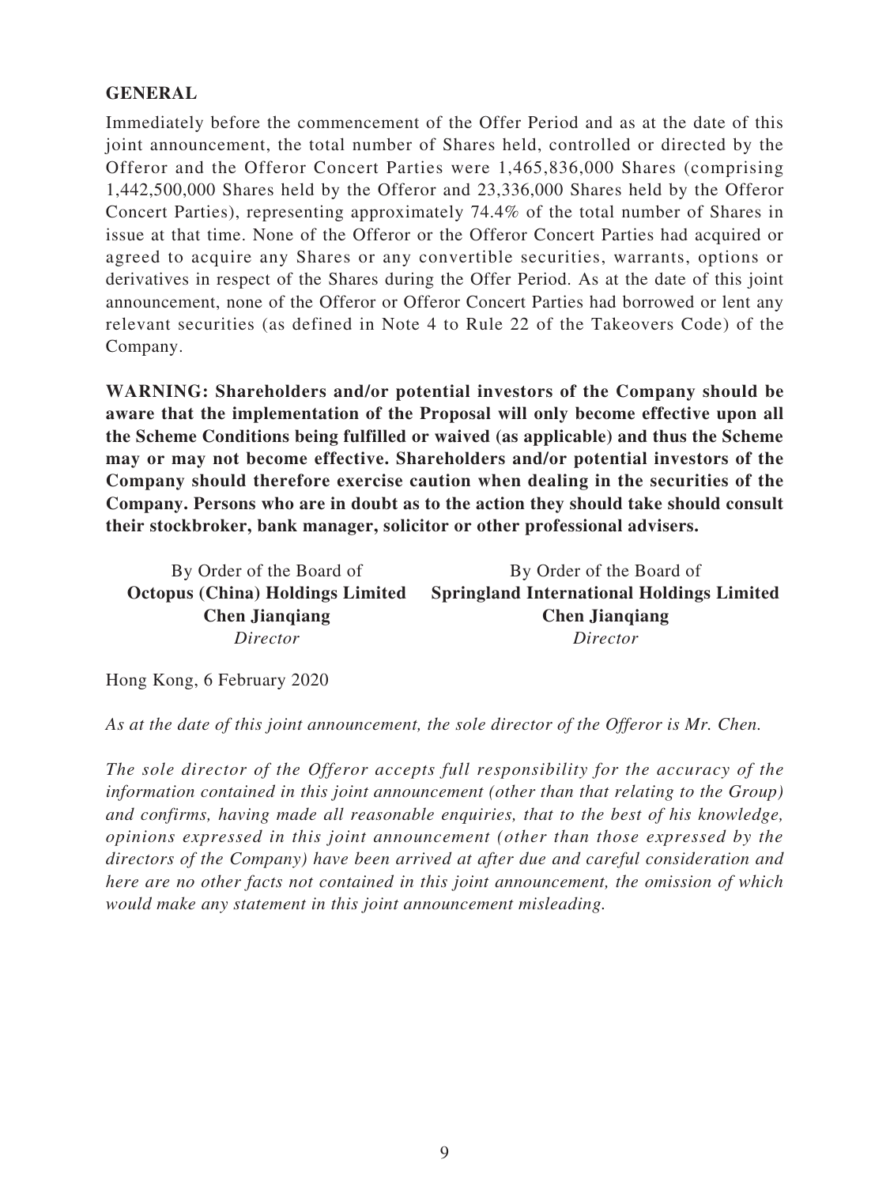## GENERAL

Immediately before the commencement of the Offer Period and as at the date of this joint announcement, the total number of Shares held, controlled or directed by the Offeror and the Offeror Concert Parties were 1,465,836,000 Shares (comprising 1,442,500,000 Shares held by the Offeror and 23,336,000 Shares held by the Offeror Concert Parties), representing approximately 74.4% of the total number of Shares in issue at that time. None of the Offeror or the Offeror Concert Parties had acquired or agreed to acquire any Shares or any convertible securities, warrants, options or derivatives in respect of the Shares during the Offer Period. As at the date of this joint announcement, none of the Offeror or Offeror Concert Parties had borrowed or lent any relevant securities (as defined in Note 4 to Rule 22 of the Takeovers Code) of the Company.

**WARNING: Shareholders and/or potential investors of the Company should be aware that the implementation of the Proposal will only become effective upon all the Scheme Conditions being fulfilled or waived (as applicable) and thus the Scheme may or may not become effective. Shareholders and/or potential investors of the Company should therefore exercise caution when dealing in the securities of the Company. Persons who are in doubt as to the action they should take should consult their stockbroker, bank manager, solicitor or other professional advisers.**

By Order of the Board of
**Octopus (China) Holdings Limited**
**Chen Jianqiang**
*Director*

By Order of the Board of
**Springland International Holdings Limited**
**Chen Jianqiang**
*Director*

Hong Kong, 6 February 2020

*As at the date of this joint announcement, the sole director of the Offeror is Mr. Chen.*

*The sole director of the Offeror accepts full responsibility for the accuracy of the information contained in this joint announcement (other than that relating to the Group) and confirms, having made all reasonable enquiries, that to the best of his knowledge, opinions expressed in this joint announcement (other than those expressed by the directors of the Company) have been arrived at after due and careful consideration and here are no other facts not contained in this joint announcement, the omission of which would make any statement in this joint announcement misleading.*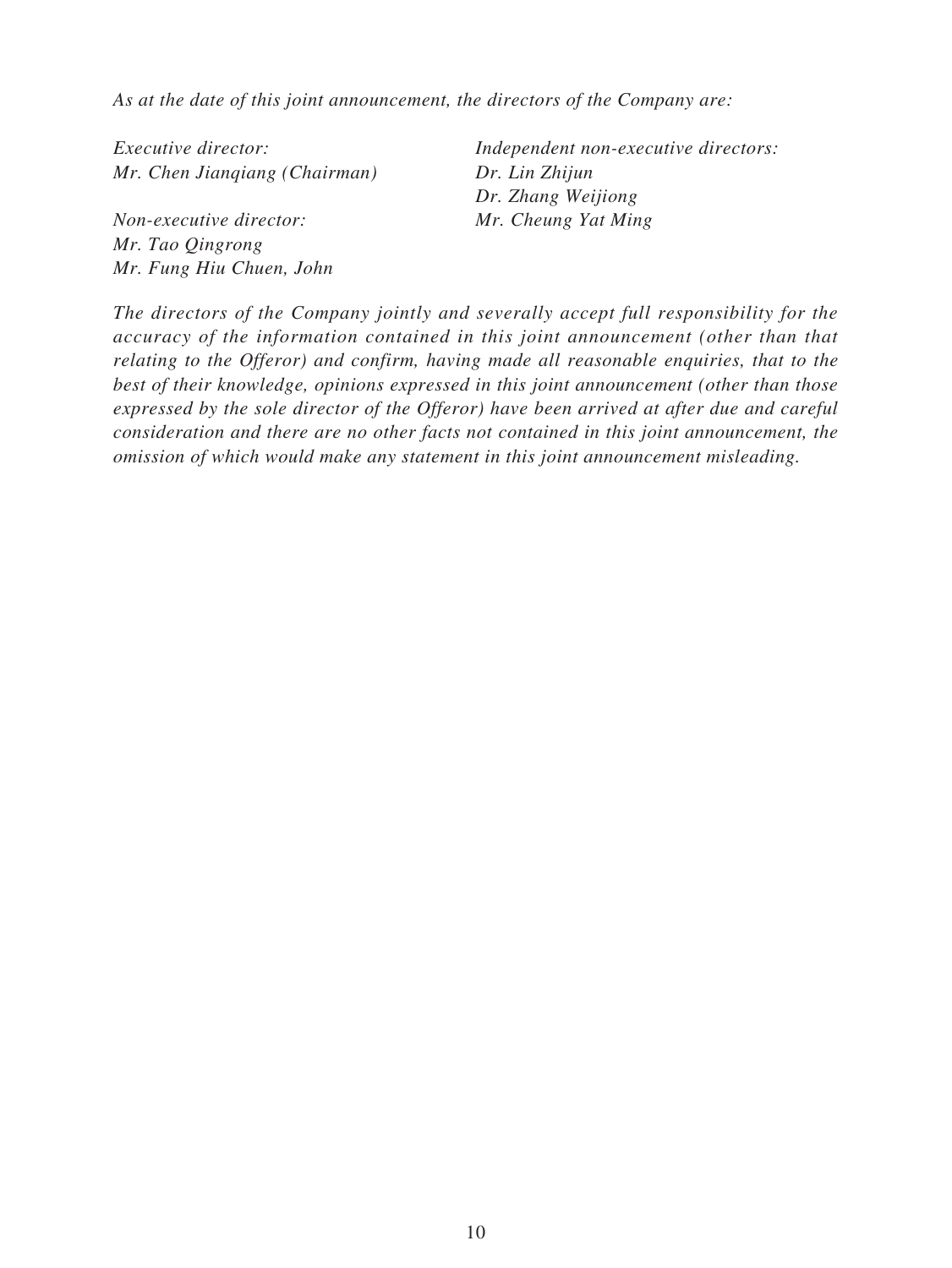*As at the date of this joint announcement, the directors of the Company are:*

*Executive director:*
*Mr. Chen Jianqiang (Chairman)*

*Non-executive director:*
*Mr. Tao Qingrong*
*Mr. Fung Hiu Chuen, John*

*Independent non-executive directors:*
*Dr. Lin Zhijun*
*Dr. Zhang Weijiong*
*Mr. Cheung Yat Ming*

*The directors of the Company jointly and severally accept full responsibility for the accuracy of the information contained in this joint announcement (other than that relating to the Offeror) and confirm, having made all reasonable enquiries, that to the best of their knowledge, opinions expressed in this joint announcement (other than those expressed by the sole director of the Offeror) have been arrived at after due and careful consideration and there are no other facts not contained in this joint announcement, the omission of which would make any statement in this joint announcement misleading.*